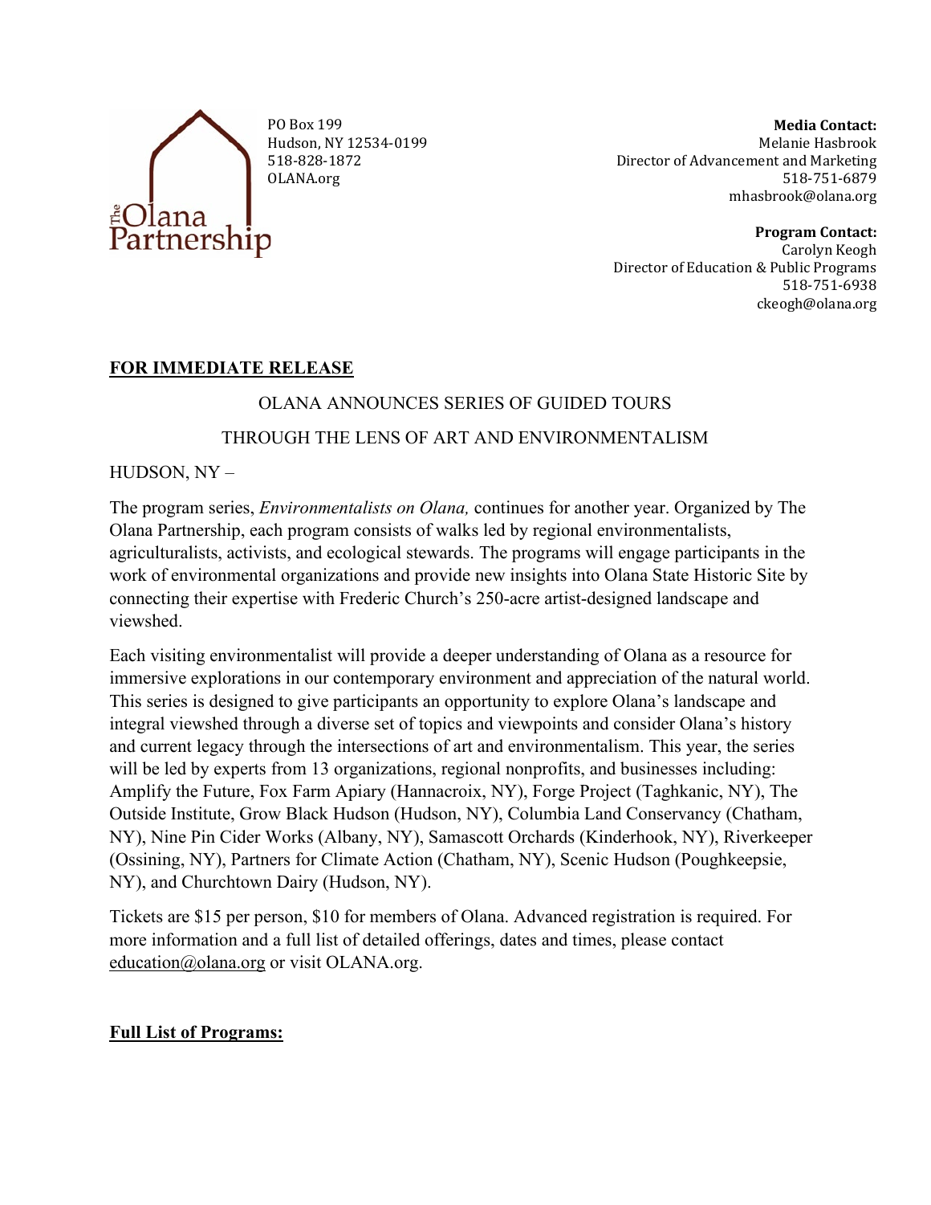The Olana Partnership

PO Box 199
Hudson, NY 12534-0199
518-828-1872
OLANA.org

**Media Contact:**
Melanie Hasbrook
Director of Advancement and Marketing
518-751-6879
mhasbrook@olana.org

**Program Contact:**
Carolyn Keogh
Director of Education & Public Programs
518-751-6938
ckeogh@olana.org

**FOR IMMEDIATE RELEASE**

# OLANA ANNOUNCES SERIES OF GUIDED TOURS THROUGH THE LENS OF ART AND ENVIRONMENTALISM

HUDSON, NY –

The program series, *Environmentalists on Olana,* continues for another year. Organized by The Olana Partnership, each program consists of walks led by regional environmentalists, agriculturalists, activists, and ecological stewards. The programs will engage participants in the work of environmental organizations and provide new insights into Olana State Historic Site by connecting their expertise with Frederic Church's 250-acre artist-designed landscape and viewshed.

Each visiting environmentalist will provide a deeper understanding of Olana as a resource for immersive explorations in our contemporary environment and appreciation of the natural world. This series is designed to give participants an opportunity to explore Olana's landscape and integral viewshed through a diverse set of topics and viewpoints and consider Olana's history and current legacy through the intersections of art and environmentalism. This year, the series will be led by experts from 13 organizations, regional nonprofits, and businesses including: Amplify the Future, Fox Farm Apiary (Hannacroix, NY), Forge Project (Taghkanic, NY), The Outside Institute, Grow Black Hudson (Hudson, NY), Columbia Land Conservancy (Chatham, NY), Nine Pin Cider Works (Albany, NY), Samascott Orchards (Kinderhook, NY), Riverkeeper (Ossining, NY), Partners for Climate Action (Chatham, NY), Scenic Hudson (Poughkeepsie, NY), and Churchtown Dairy (Hudson, NY).

Tickets are $15 per person, $10 for members of Olana. Advanced registration is required. For more information and a full list of detailed offerings, dates and times, please contact education@olana.org or visit OLANA.org.

**Full List of Programs:**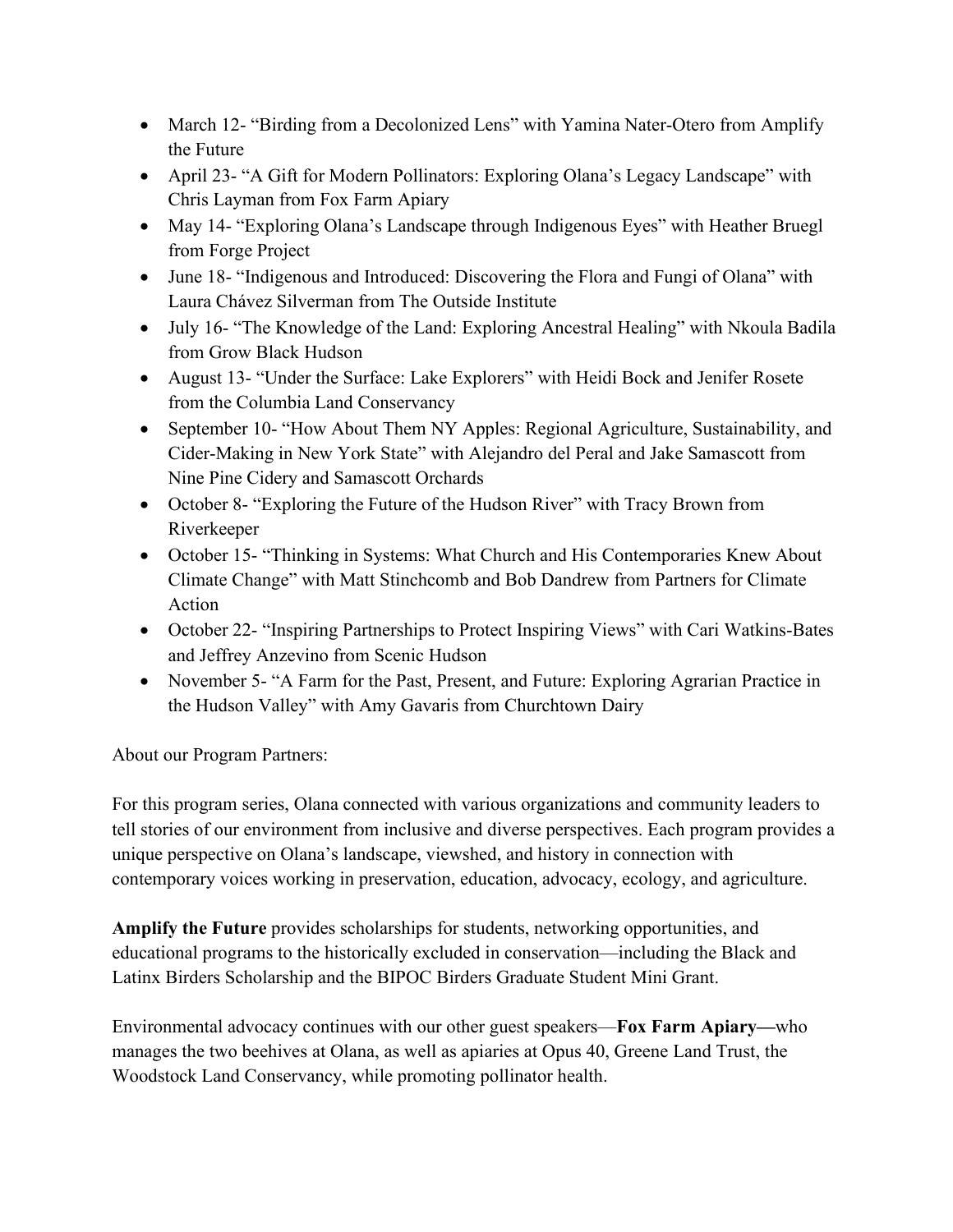- March 12- "Birding from a Decolonized Lens" with Yamina Nater-Otero from Amplify the Future
- April 23- "A Gift for Modern Pollinators: Exploring Olana's Legacy Landscape" with Chris Layman from Fox Farm Apiary
- May 14- "Exploring Olana's Landscape through Indigenous Eyes" with Heather Bruegl from Forge Project
- June 18- "Indigenous and Introduced: Discovering the Flora and Fungi of Olana" with Laura Chávez Silverman from The Outside Institute
- July 16- "The Knowledge of the Land: Exploring Ancestral Healing" with Nkoula Badila from Grow Black Hudson
- August 13- "Under the Surface: Lake Explorers" with Heidi Bock and Jenifer Rosete from the Columbia Land Conservancy
- September 10- "How About Them NY Apples: Regional Agriculture, Sustainability, and Cider-Making in New York State" with Alejandro del Peral and Jake Samascott from Nine Pine Cidery and Samascott Orchards
- October 8- "Exploring the Future of the Hudson River" with Tracy Brown from Riverkeeper
- October 15- "Thinking in Systems: What Church and His Contemporaries Knew About Climate Change" with Matt Stinchcomb and Bob Dandrew from Partners for Climate Action
- October 22- "Inspiring Partnerships to Protect Inspiring Views" with Cari Watkins-Bates and Jeffrey Anzevino from Scenic Hudson
- November 5- "A Farm for the Past, Present, and Future: Exploring Agrarian Practice in the Hudson Valley" with Amy Gavaris from Churchtown Dairy

About our Program Partners:

For this program series, Olana connected with various organizations and community leaders to tell stories of our environment from inclusive and diverse perspectives. Each program provides a unique perspective on Olana's landscape, viewshed, and history in connection with contemporary voices working in preservation, education, advocacy, ecology, and agriculture.

**Amplify the Future** provides scholarships for students, networking opportunities, and educational programs to the historically excluded in conservation—including the Black and Latinx Birders Scholarship and the BIPOC Birders Graduate Student Mini Grant.

Environmental advocacy continues with our other guest speakers—**Fox Farm Apiary—**who manages the two beehives at Olana, as well as apiaries at Opus 40, Greene Land Trust, the Woodstock Land Conservancy, while promoting pollinator health.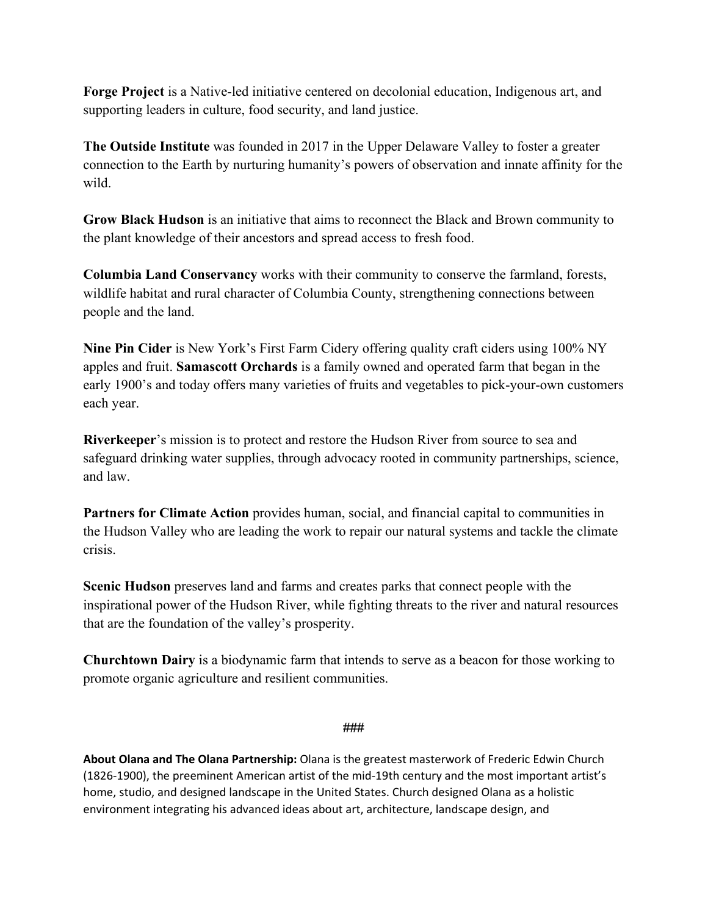**Forge Project** is a Native-led initiative centered on decolonial education, Indigenous art, and supporting leaders in culture, food security, and land justice.

**The Outside Institute** was founded in 2017 in the Upper Delaware Valley to foster a greater connection to the Earth by nurturing humanity's powers of observation and innate affinity for the wild.

**Grow Black Hudson** is an initiative that aims to reconnect the Black and Brown community to the plant knowledge of their ancestors and spread access to fresh food.

**Columbia Land Conservancy** works with their community to conserve the farmland, forests, wildlife habitat and rural character of Columbia County, strengthening connections between people and the land.

**Nine Pin Cider** is New York's First Farm Cidery offering quality craft ciders using 100% NY apples and fruit. **Samascott Orchards** is a family owned and operated farm that began in the early 1900's and today offers many varieties of fruits and vegetables to pick-your-own customers each year.

**Riverkeeper**'s mission is to protect and restore the Hudson River from source to sea and safeguard drinking water supplies, through advocacy rooted in community partnerships, science, and law.

**Partners for Climate Action** provides human, social, and financial capital to communities in the Hudson Valley who are leading the work to repair our natural systems and tackle the climate crisis.

**Scenic Hudson** preserves land and farms and creates parks that connect people with the inspirational power of the Hudson River, while fighting threats to the river and natural resources that are the foundation of the valley's prosperity.

**Churchtown Dairy** is a biodynamic farm that intends to serve as a beacon for those working to promote organic agriculture and resilient communities.

###

**About Olana and The Olana Partnership:** Olana is the greatest masterwork of Frederic Edwin Church (1826-1900), the preeminent American artist of the mid-19th century and the most important artist's home, studio, and designed landscape in the United States. Church designed Olana as a holistic environment integrating his advanced ideas about art, architecture, landscape design, and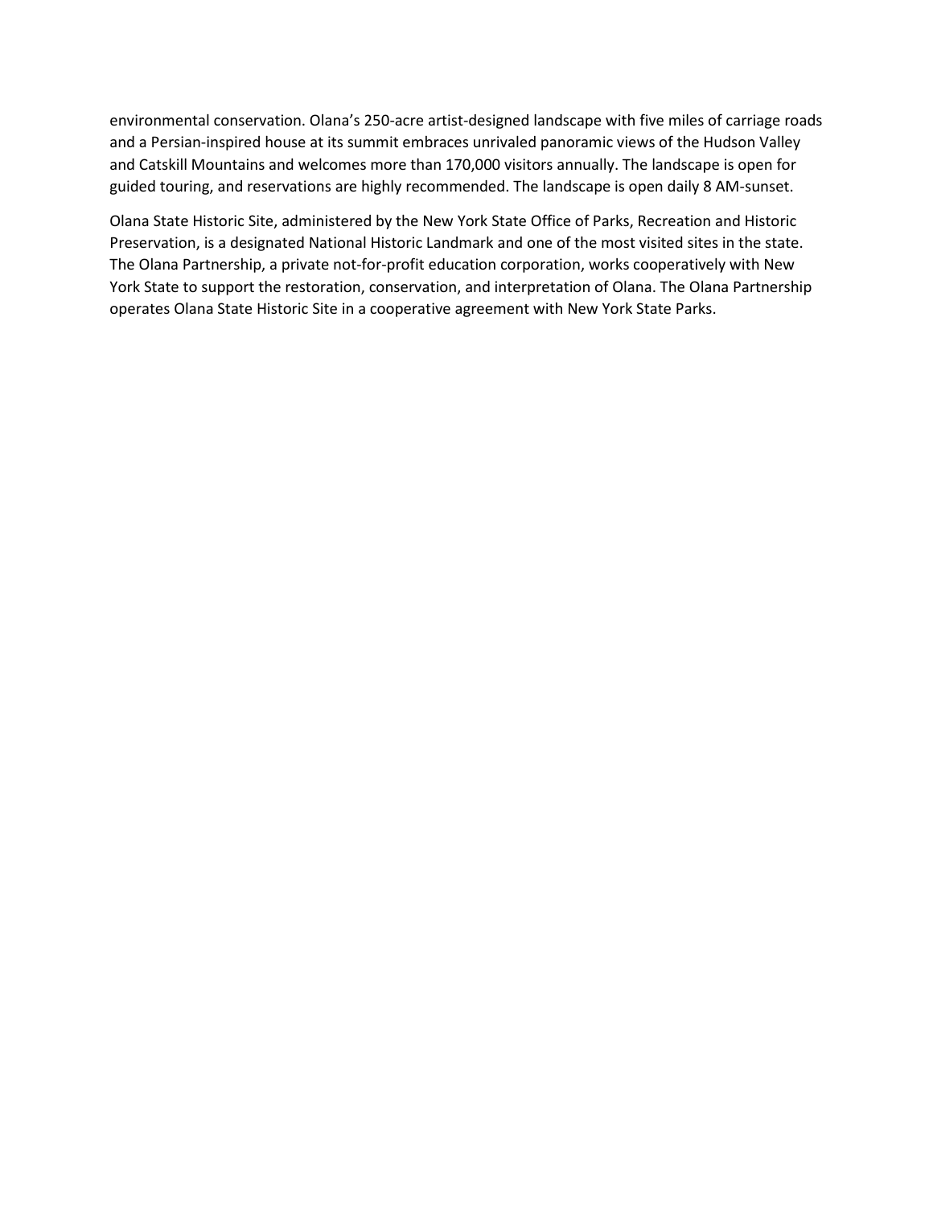environmental conservation. Olana's 250-acre artist-designed landscape with five miles of carriage roads and a Persian-inspired house at its summit embraces unrivaled panoramic views of the Hudson Valley and Catskill Mountains and welcomes more than 170,000 visitors annually. The landscape is open for guided touring, and reservations are highly recommended. The landscape is open daily 8 AM-sunset.

Olana State Historic Site, administered by the New York State Office of Parks, Recreation and Historic Preservation, is a designated National Historic Landmark and one of the most visited sites in the state. The Olana Partnership, a private not-for-profit education corporation, works cooperatively with New York State to support the restoration, conservation, and interpretation of Olana. The Olana Partnership operates Olana State Historic Site in a cooperative agreement with New York State Parks.